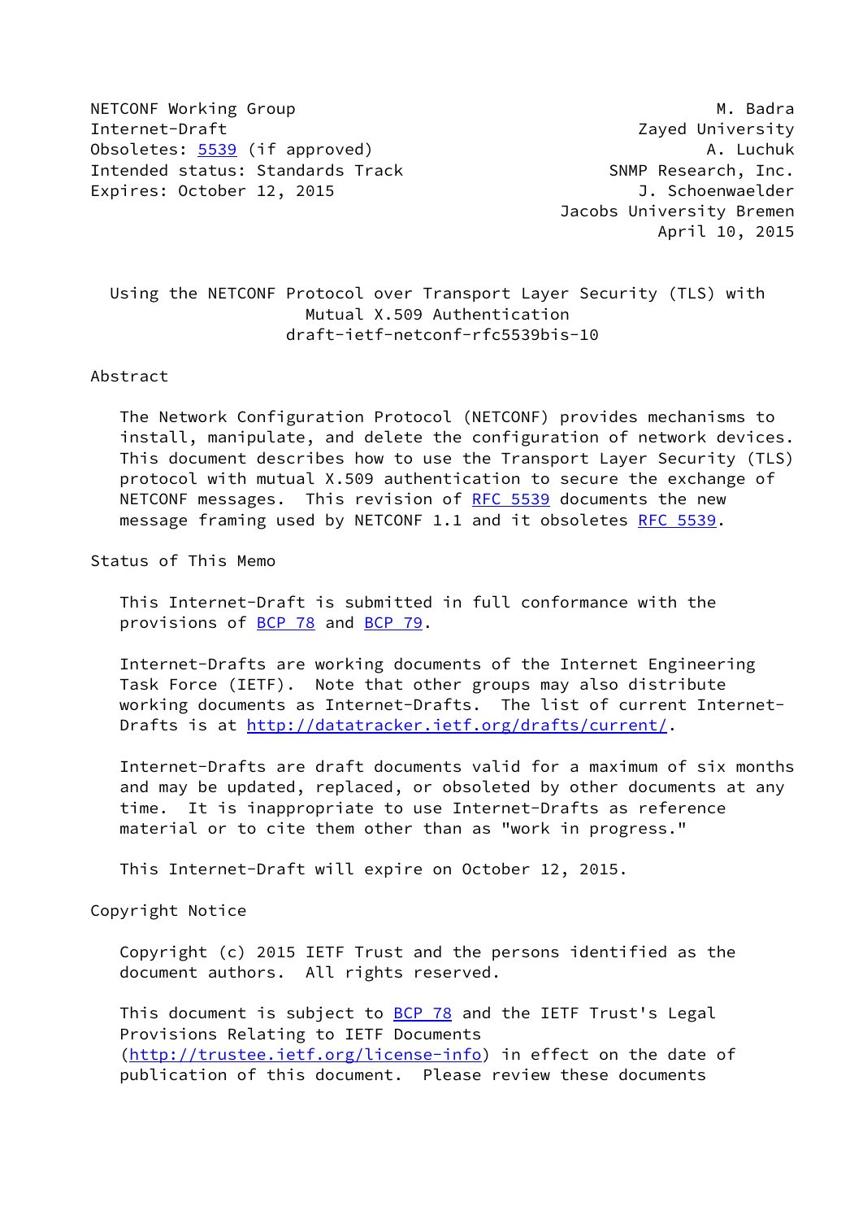NETCONF Working Group | M. Badra
--- | ---
Internet-Draft | Zayed University
Obsoletes: 5539 (if approved) | A. Luchuk
Intended status: Standards Track | SNMP Research, Inc.
Expires: October 12, 2015 | J. Schoenwaelder
 | Jacobs University Bremen
 | April 10, 2015

# Using the NETCONF Protocol over Transport Layer Security (TLS) with Mutual X.509 Authentication

draft-ietf-netconf-rfc5539bis-10

## Abstract

The Network Configuration Protocol (NETCONF) provides mechanisms to install, manipulate, and delete the configuration of network devices. This document describes how to use the Transport Layer Security (TLS) protocol with mutual X.509 authentication to secure the exchange of NETCONF messages. This revision of RFC 5539 documents the new message framing used by NETCONF 1.1 and it obsoletes RFC 5539.

## Status of This Memo

This Internet-Draft is submitted in full conformance with the provisions of BCP 78 and BCP 79.

Internet-Drafts are working documents of the Internet Engineering Task Force (IETF). Note that other groups may also distribute working documents as Internet-Drafts. The list of current Internet-Drafts is at http://datatracker.ietf.org/drafts/current/.

Internet-Drafts are draft documents valid for a maximum of six months and may be updated, replaced, or obsoleted by other documents at any time. It is inappropriate to use Internet-Drafts as reference material or to cite them other than as "work in progress."

This Internet-Draft will expire on October 12, 2015.

## Copyright Notice

Copyright (c) 2015 IETF Trust and the persons identified as the document authors. All rights reserved.

This document is subject to BCP 78 and the IETF Trust's Legal Provisions Relating to IETF Documents (http://trustee.ietf.org/license-info) in effect on the date of publication of this document. Please review these documents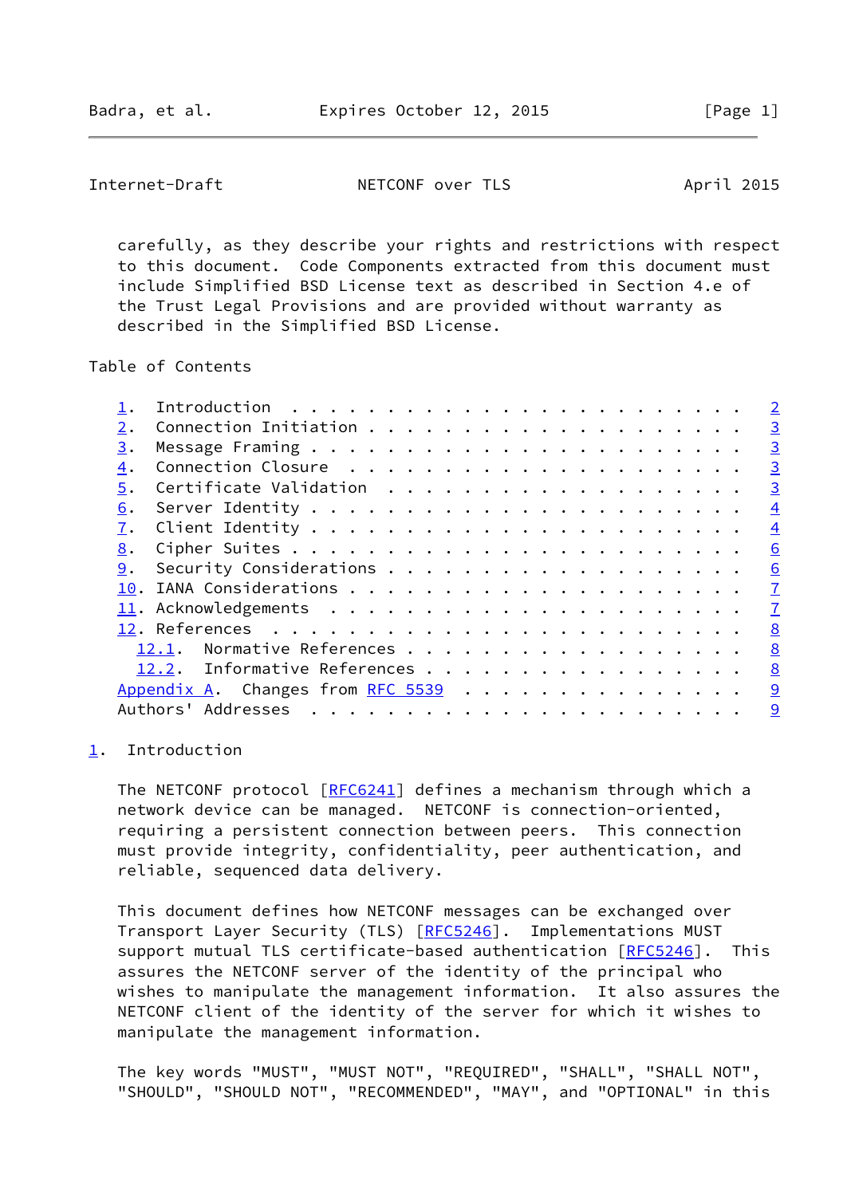carefully, as they describe your rights and restrictions with respect to this document. Code Components extracted from this document must include Simplified BSD License text as described in Section 4.e of the Trust Legal Provisions and are provided without warranty as described in the Simplified BSD License.

Table of Contents

```
   1.  Introduction . . . . . . . . . . . . . . . . . . . . . . . .   2
   2.  Connection Initiation  . . . . . . . . . . . . . . . . . . .   3
   3.  Message Framing  . . . . . . . . . . . . . . . . . . . . . .   3
   4.  Connection Closure . . . . . . . . . . . . . . . . . . . . .   3
   5.  Certificate Validation . . . . . . . . . . . . . . . . . . .   3
   6.  Server Identity  . . . . . . . . . . . . . . . . . . . . . .   4
   7.  Client Identity  . . . . . . . . . . . . . . . . . . . . . .   4
   8.  Cipher Suites  . . . . . . . . . . . . . . . . . . . . . . .   6
   9.  Security Considerations  . . . . . . . . . . . . . . . . . .   6
   10. IANA Considerations  . . . . . . . . . . . . . . . . . . . .   7
   11. Acknowledgements . . . . . . . . . . . . . . . . . . . . . .   7
   12. References . . . . . . . . . . . . . . . . . . . . . . . . .   8
     12.1.  Normative References  . . . . . . . . . . . . . . . . .   8
     12.2.  Informative References  . . . . . . . . . . . . . . . .   8
   Appendix A.  Changes from RFC 5539 . . . . . . . . . . . . . . .   9
   Authors' Addresses . . . . . . . . . . . . . . . . . . . . . . .   9
```

## 1. Introduction

The NETCONF protocol [RFC6241] defines a mechanism through which a network device can be managed. NETCONF is connection-oriented, requiring a persistent connection between peers. This connection must provide integrity, confidentiality, peer authentication, and reliable, sequenced data delivery.

This document defines how NETCONF messages can be exchanged over Transport Layer Security (TLS) [RFC5246]. Implementations MUST support mutual TLS certificate-based authentication [RFC5246]. This assures the NETCONF server of the identity of the principal who wishes to manipulate the management information. It also assures the NETCONF client of the identity of the server for which it wishes to manipulate the management information.

The key words "MUST", "MUST NOT", "REQUIRED", "SHALL", "SHALL NOT", "SHOULD", "SHOULD NOT", "RECOMMENDED", "MAY", and "OPTIONAL" in this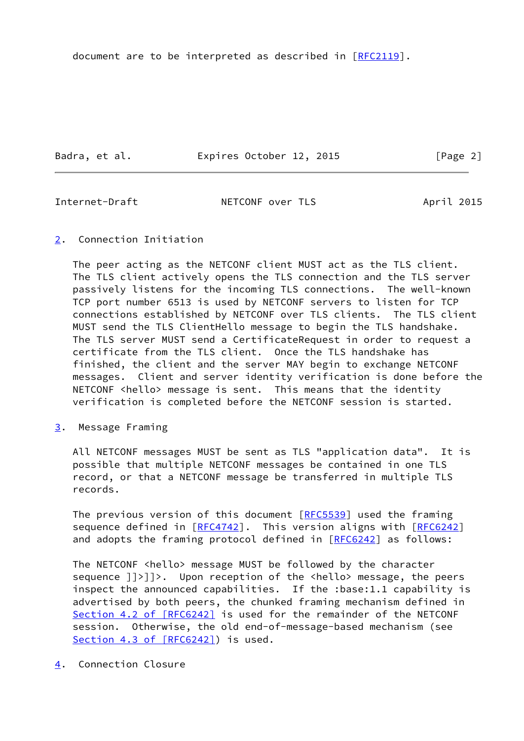document are to be interpreted as described in [RFC2119].

## 2. Connection Initiation

The peer acting as the NETCONF client MUST act as the TLS client. The TLS client actively opens the TLS connection and the TLS server passively listens for the incoming TLS connections. The well-known TCP port number 6513 is used by NETCONF servers to listen for TCP connections established by NETCONF over TLS clients. The TLS client MUST send the TLS ClientHello message to begin the TLS handshake. The TLS server MUST send a CertificateRequest in order to request a certificate from the TLS client. Once the TLS handshake has finished, the client and the server MAY begin to exchange NETCONF messages. Client and server identity verification is done before the NETCONF <hello> message is sent. This means that the identity verification is completed before the NETCONF session is started.

## 3. Message Framing

All NETCONF messages MUST be sent as TLS "application data". It is possible that multiple NETCONF messages be contained in one TLS record, or that a NETCONF message be transferred in multiple TLS records.

The previous version of this document [RFC5539] used the framing sequence defined in [RFC4742]. This version aligns with [RFC6242] and adopts the framing protocol defined in [RFC6242] as follows:

The NETCONF <hello> message MUST be followed by the character sequence ]]>]]>. Upon reception of the <hello> message, the peers inspect the announced capabilities. If the :base:1.1 capability is advertised by both peers, the chunked framing mechanism defined in Section 4.2 of [RFC6242] is used for the remainder of the NETCONF session. Otherwise, the old end-of-message-based mechanism (see Section 4.3 of [RFC6242]) is used.

## 4. Connection Closure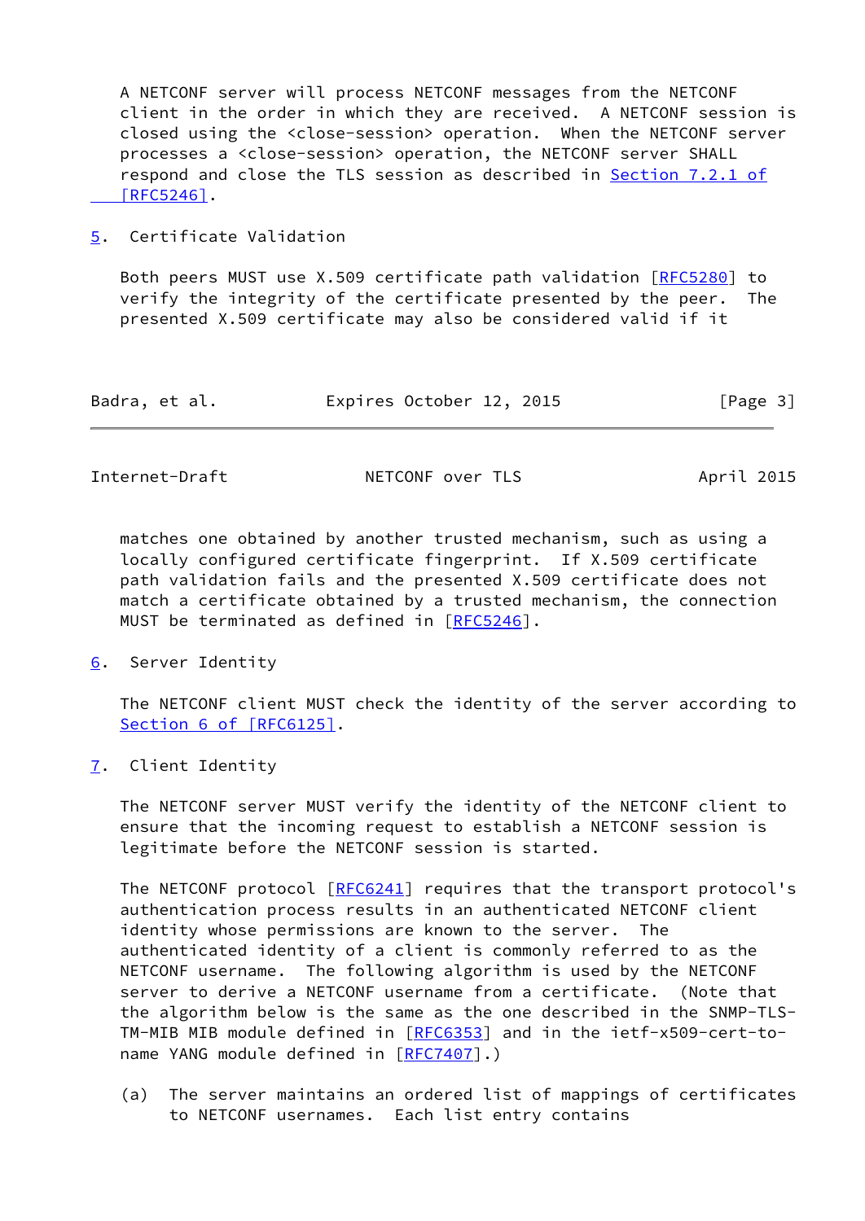A NETCONF server will process NETCONF messages from the NETCONF client in the order in which they are received. A NETCONF session is closed using the <close-session> operation. When the NETCONF server processes a <close-session> operation, the NETCONF server SHALL respond and close the TLS session as described in Section 7.2.1 of [RFC5246].

## 5. Certificate Validation

Both peers MUST use X.509 certificate path validation [RFC5280] to verify the integrity of the certificate presented by the peer. The presented X.509 certificate may also be considered valid if it matches one obtained by another trusted mechanism, such as using a locally configured certificate fingerprint. If X.509 certificate path validation fails and the presented X.509 certificate does not match a certificate obtained by a trusted mechanism, the connection MUST be terminated as defined in [RFC5246].

## 6. Server Identity

The NETCONF client MUST check the identity of the server according to Section 6 of [RFC6125].

## 7. Client Identity

The NETCONF server MUST verify the identity of the NETCONF client to ensure that the incoming request to establish a NETCONF session is legitimate before the NETCONF session is started.

The NETCONF protocol [RFC6241] requires that the transport protocol's authentication process results in an authenticated NETCONF client identity whose permissions are known to the server. The authenticated identity of a client is commonly referred to as the NETCONF username. The following algorithm is used by the NETCONF server to derive a NETCONF username from a certificate. (Note that the algorithm below is the same as the one described in the SNMP-TLS-TM-MIB MIB module defined in [RFC6353] and in the ietf-x509-cert-to-name YANG module defined in [RFC7407].)

(a) The server maintains an ordered list of mappings of certificates to NETCONF usernames. Each list entry contains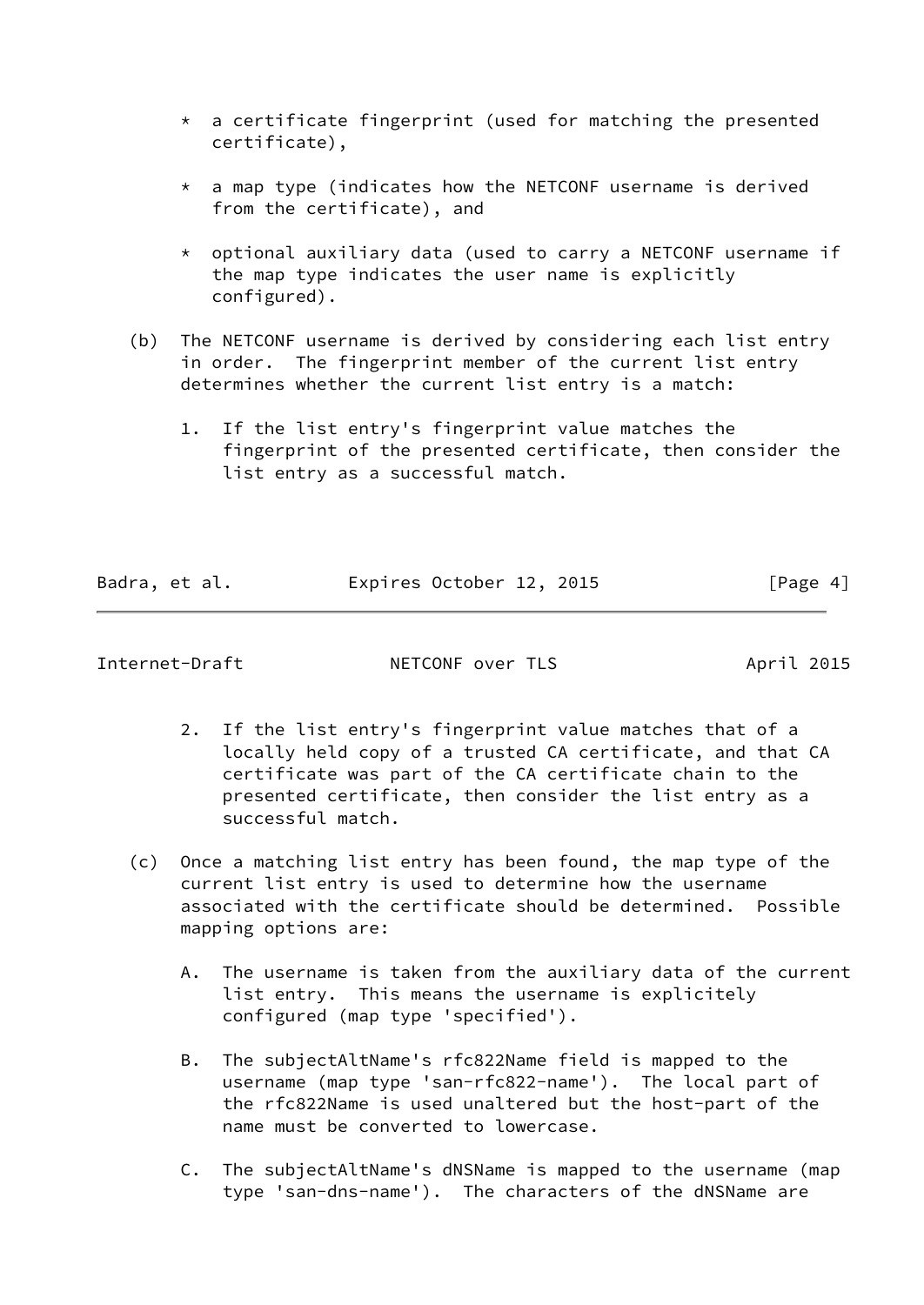* a certificate fingerprint (used for matching the presented certificate),

* a map type (indicates how the NETCONF username is derived from the certificate), and

* optional auxiliary data (used to carry a NETCONF username if the map type indicates the user name is explicitly configured).

(b) The NETCONF username is derived by considering each list entry in order. The fingerprint member of the current list entry determines whether the current list entry is a match:

1. If the list entry's fingerprint value matches the fingerprint of the presented certificate, then consider the list entry as a successful match.

2. If the list entry's fingerprint value matches that of a locally held copy of a trusted CA certificate, and that CA certificate was part of the CA certificate chain to the presented certificate, then consider the list entry as a successful match.

(c) Once a matching list entry has been found, the map type of the current list entry is used to determine how the username associated with the certificate should be determined. Possible mapping options are:

A. The username is taken from the auxiliary data of the current list entry. This means the username is explicitely configured (map type 'specified').

B. The subjectAltName's rfc822Name field is mapped to the username (map type 'san-rfc822-name'). The local part of the rfc822Name is used unaltered but the host-part of the name must be converted to lowercase.

C. The subjectAltName's dNSName is mapped to the username (map type 'san-dns-name'). The characters of the dNSName are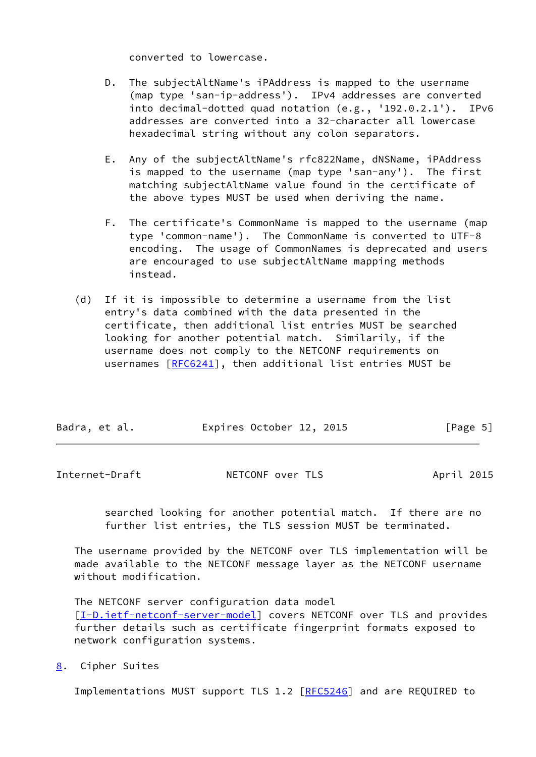converted to lowercase.

D. The subjectAltName's iPAddress is mapped to the username (map type 'san-ip-address'). IPv4 addresses are converted into decimal-dotted quad notation (e.g., '192.0.2.1'). IPv6 addresses are converted into a 32-character all lowercase hexadecimal string without any colon separators.

E. Any of the subjectAltName's rfc822Name, dNSName, iPAddress is mapped to the username (map type 'san-any'). The first matching subjectAltName value found in the certificate of the above types MUST be used when deriving the name.

F. The certificate's CommonName is mapped to the username (map type 'common-name'). The CommonName is converted to UTF-8 encoding. The usage of CommonNames is deprecated and users are encouraged to use subjectAltName mapping methods instead.

(d) If it is impossible to determine a username from the list entry's data combined with the data presented in the certificate, then additional list entries MUST be searched looking for another potential match. Similarly, if the username does not comply to the NETCONF requirements on usernames [RFC6241], then additional list entries MUST be searched looking for another potential match. If there are no further list entries, the TLS session MUST be terminated.

The username provided by the NETCONF over TLS implementation will be made available to the NETCONF message layer as the NETCONF username without modification.

The NETCONF server configuration data model [I-D.ietf-netconf-server-model] covers NETCONF over TLS and provides further details such as certificate fingerprint formats exposed to network configuration systems.

## 8. Cipher Suites

Implementations MUST support TLS 1.2 [RFC5246] and are REQUIRED to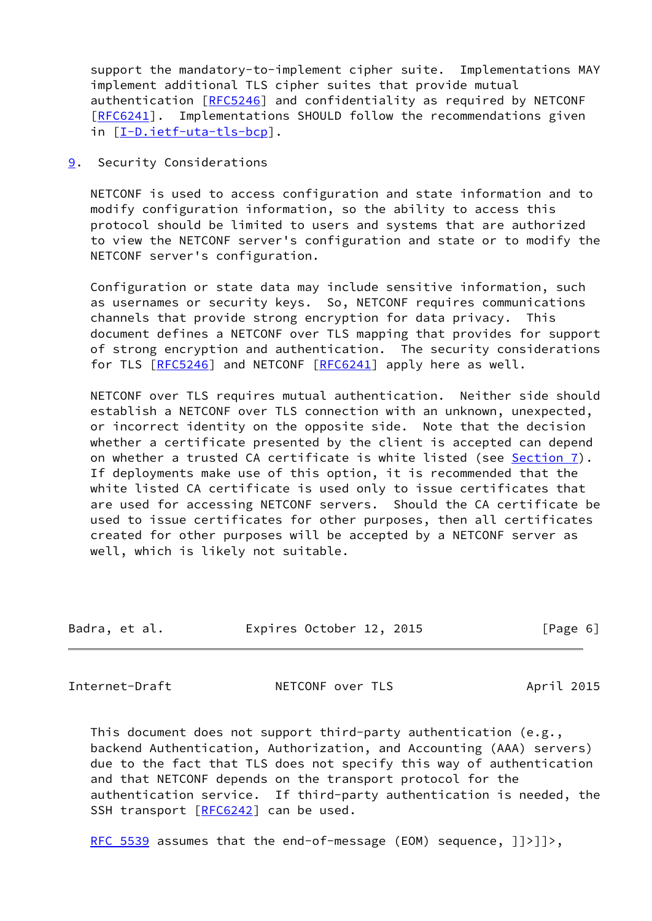support the mandatory-to-implement cipher suite. Implementations MAY implement additional TLS cipher suites that provide mutual authentication [RFC5246] and confidentiality as required by NETCONF [RFC6241]. Implementations SHOULD follow the recommendations given in [I-D.ietf-uta-tls-bcp].

## 9. Security Considerations

NETCONF is used to access configuration and state information and to modify configuration information, so the ability to access this protocol should be limited to users and systems that are authorized to view the NETCONF server's configuration and state or to modify the NETCONF server's configuration.

Configuration or state data may include sensitive information, such as usernames or security keys. So, NETCONF requires communications channels that provide strong encryption for data privacy. This document defines a NETCONF over TLS mapping that provides for support of strong encryption and authentication. The security considerations for TLS [RFC5246] and NETCONF [RFC6241] apply here as well.

NETCONF over TLS requires mutual authentication. Neither side should establish a NETCONF over TLS connection with an unknown, unexpected, or incorrect identity on the opposite side. Note that the decision whether a certificate presented by the client is accepted can depend on whether a trusted CA certificate is white listed (see Section 7). If deployments make use of this option, it is recommended that the white listed CA certificate is used only to issue certificates that are used for accessing NETCONF servers. Should the CA certificate be used to issue certificates for other purposes, then all certificates created for other purposes will be accepted by a NETCONF server as well, which is likely not suitable.

This document does not support third-party authentication (e.g., backend Authentication, Authorization, and Accounting (AAA) servers) due to the fact that TLS does not specify this way of authentication and that NETCONF depends on the transport protocol for the authentication service. If third-party authentication is needed, the SSH transport [RFC6242] can be used.

RFC 5539 assumes that the end-of-message (EOM) sequence, ]]>]]>,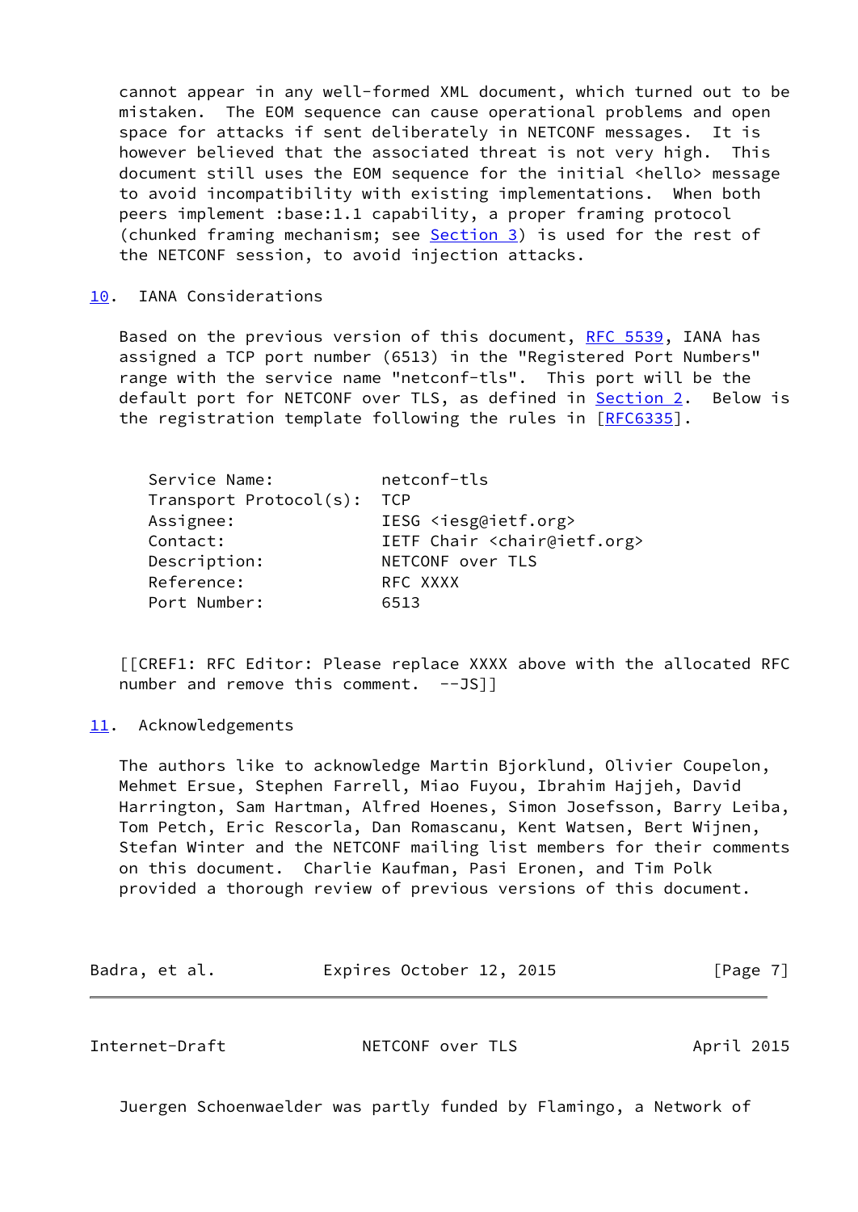cannot appear in any well-formed XML document, which turned out to be mistaken. The EOM sequence can cause operational problems and open space for attacks if sent deliberately in NETCONF messages. It is however believed that the associated threat is not very high. This document still uses the EOM sequence for the initial <hello> message to avoid incompatibility with existing implementations. When both peers implement :base:1.1 capability, a proper framing protocol (chunked framing mechanism; see Section 3) is used for the rest of the NETCONF session, to avoid injection attacks.

## 10. IANA Considerations

Based on the previous version of this document, RFC 5539, IANA has assigned a TCP port number (6513) in the "Registered Port Numbers" range with the service name "netconf-tls". This port will be the default port for NETCONF over TLS, as defined in Section 2. Below is the registration template following the rules in [RFC6335].

```
Service Name:            netconf-tls
Transport Protocol(s):   TCP
Assignee:                IESG <iesg@ietf.org>
Contact:                 IETF Chair <chair@ietf.org>
Description:             NETCONF over TLS
Reference:               RFC XXXX
Port Number:             6513
```

[[CREF1: RFC Editor: Please replace XXXX above with the allocated RFC number and remove this comment. --JS]]

## 11. Acknowledgements

The authors like to acknowledge Martin Bjorklund, Olivier Coupelon, Mehmet Ersue, Stephen Farrell, Miao Fuyou, Ibrahim Hajjeh, David Harrington, Sam Hartman, Alfred Hoenes, Simon Josefsson, Barry Leiba, Tom Petch, Eric Rescorla, Dan Romascanu, Kent Watsen, Bert Wijnen, Stefan Winter and the NETCONF mailing list members for their comments on this document. Charlie Kaufman, Pasi Eronen, and Tim Polk provided a thorough review of previous versions of this document.

Juergen Schoenwaelder was partly funded by Flamingo, a Network of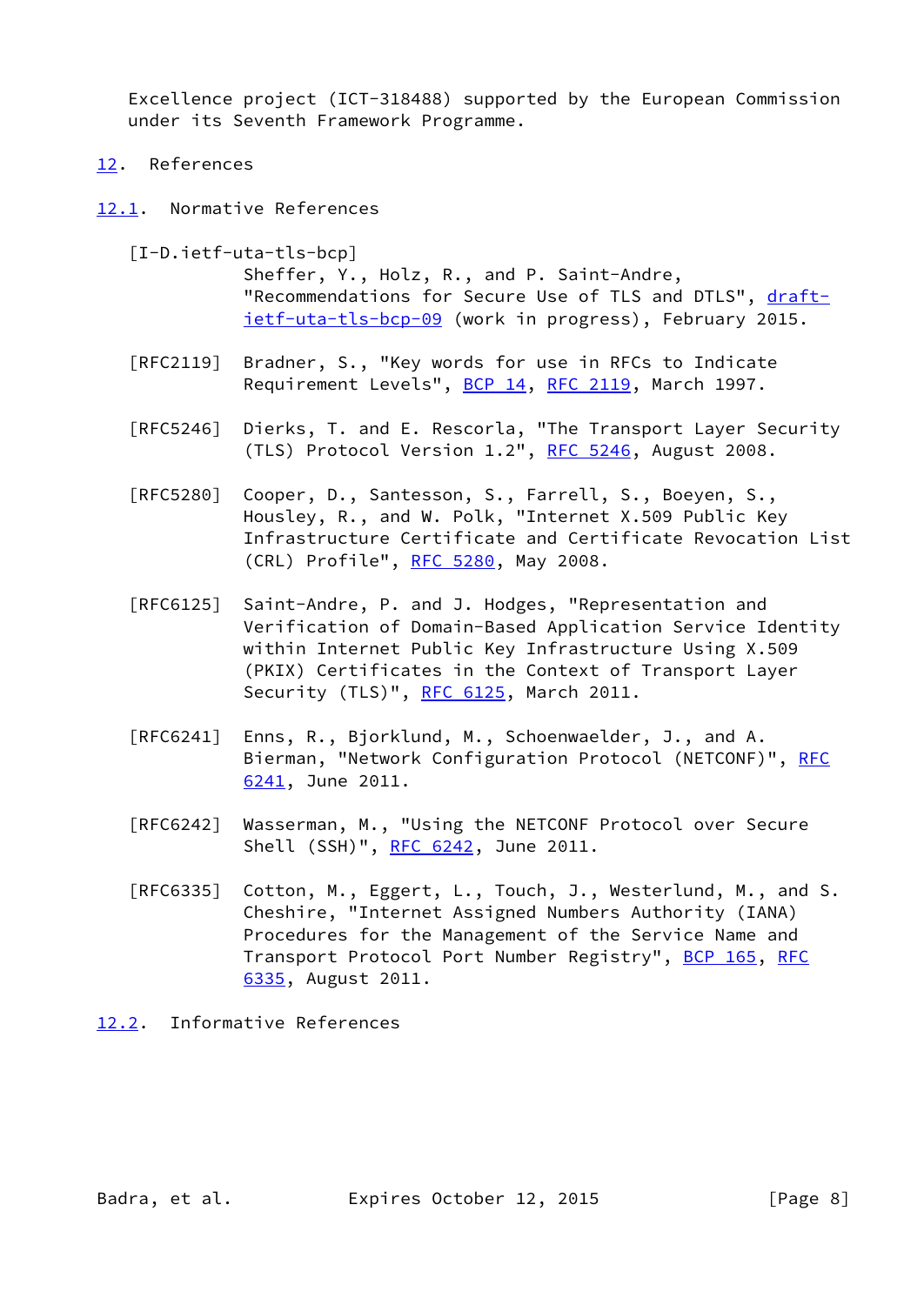Excellence project (ICT-318488) supported by the European Commission under its Seventh Framework Programme.

## 12. References

### 12.1. Normative References

[I-D.ietf-uta-tls-bcp]
Sheffer, Y., Holz, R., and P. Saint-Andre, "Recommendations for Secure Use of TLS and DTLS", draft-ietf-uta-tls-bcp-09 (work in progress), February 2015.

[RFC2119] Bradner, S., "Key words for use in RFCs to Indicate Requirement Levels", BCP 14, RFC 2119, March 1997.

[RFC5246] Dierks, T. and E. Rescorla, "The Transport Layer Security (TLS) Protocol Version 1.2", RFC 5246, August 2008.

[RFC5280] Cooper, D., Santesson, S., Farrell, S., Boeyen, S., Housley, R., and W. Polk, "Internet X.509 Public Key Infrastructure Certificate and Certificate Revocation List (CRL) Profile", RFC 5280, May 2008.

[RFC6125] Saint-Andre, P. and J. Hodges, "Representation and Verification of Domain-Based Application Service Identity within Internet Public Key Infrastructure Using X.509 (PKIX) Certificates in the Context of Transport Layer Security (TLS)", RFC 6125, March 2011.

[RFC6241] Enns, R., Bjorklund, M., Schoenwaelder, J., and A. Bierman, "Network Configuration Protocol (NETCONF)", RFC 6241, June 2011.

[RFC6242] Wasserman, M., "Using the NETCONF Protocol over Secure Shell (SSH)", RFC 6242, June 2011.

[RFC6335] Cotton, M., Eggert, L., Touch, J., Westerlund, M., and S. Cheshire, "Internet Assigned Numbers Authority (IANA) Procedures for the Management of the Service Name and Transport Protocol Port Number Registry", BCP 165, RFC 6335, August 2011.

### 12.2. Informative References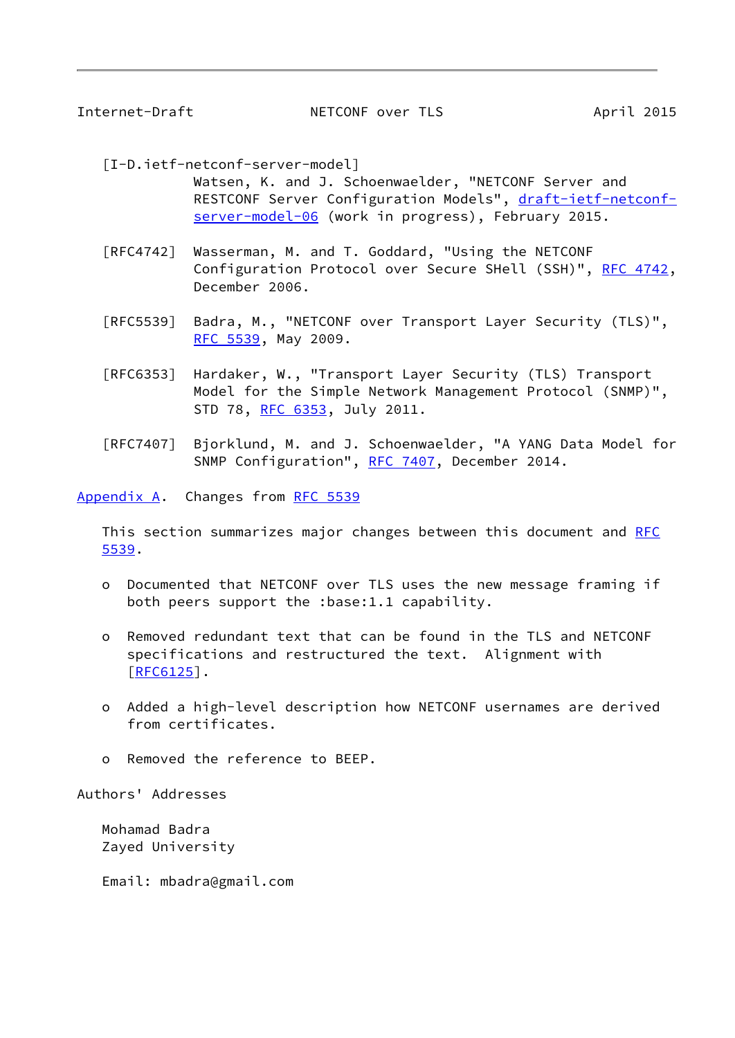[I-D.ietf-netconf-server-model]
Watsen, K. and J. Schoenwaelder, "NETCONF Server and RESTCONF Server Configuration Models", draft-ietf-netconf-server-model-06 (work in progress), February 2015.

[RFC4742] Wasserman, M. and T. Goddard, "Using the NETCONF Configuration Protocol over Secure SHell (SSH)", RFC 4742, December 2006.

[RFC5539] Badra, M., "NETCONF over Transport Layer Security (TLS)", RFC 5539, May 2009.

[RFC6353] Hardaker, W., "Transport Layer Security (TLS) Transport Model for the Simple Network Management Protocol (SNMP)", STD 78, RFC 6353, July 2011.

[RFC7407] Bjorklund, M. and J. Schoenwaelder, "A YANG Data Model for SNMP Configuration", RFC 7407, December 2014.

## Appendix A. Changes from RFC 5539

This section summarizes major changes between this document and RFC 5539.

- Documented that NETCONF over TLS uses the new message framing if both peers support the :base:1.1 capability.
- Removed redundant text that can be found in the TLS and NETCONF specifications and restructured the text. Alignment with [RFC6125].
- Added a high-level description how NETCONF usernames are derived from certificates.
- Removed the reference to BEEP.

## Authors' Addresses

Mohamad Badra
Zayed University

Email: mbadra@gmail.com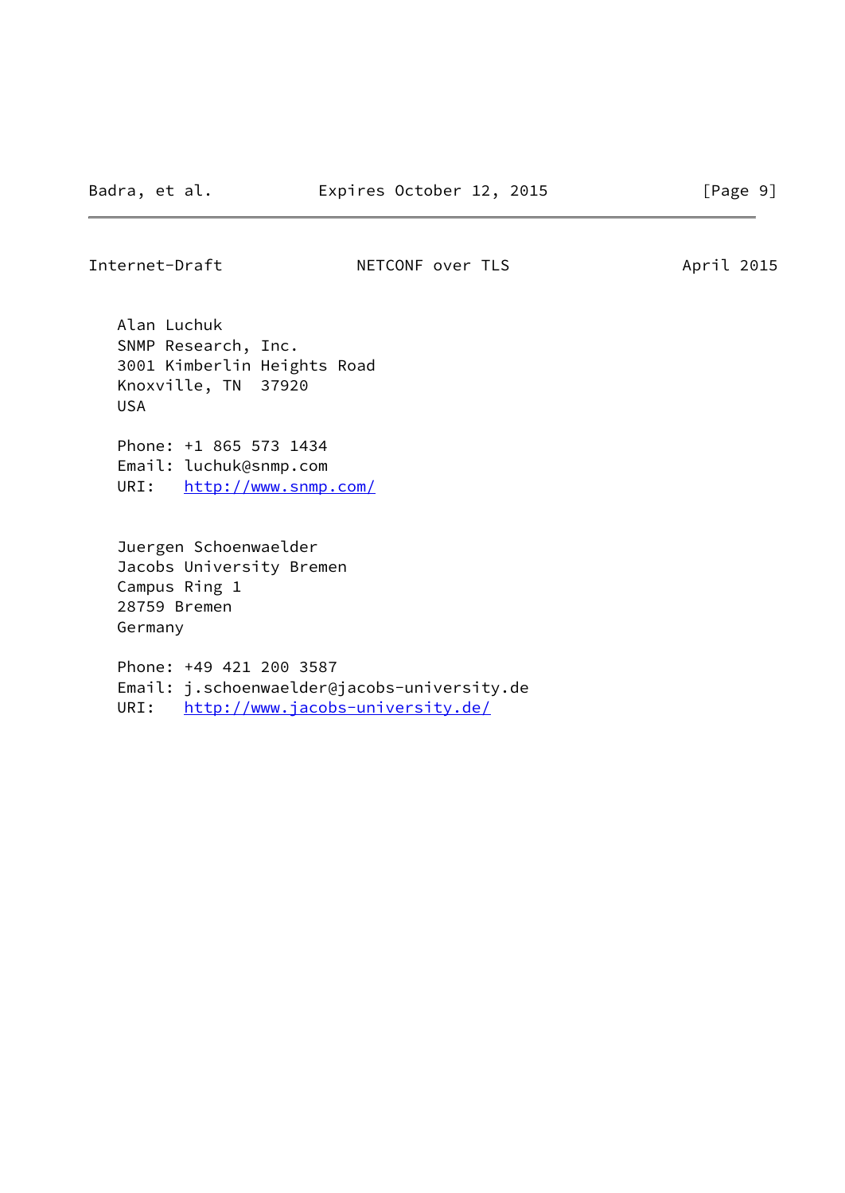Alan Luchuk
SNMP Research, Inc.
3001 Kimberlin Heights Road
Knoxville, TN  37920
USA

Phone: +1 865 573 1434
Email: luchuk@snmp.com
URI:   http://www.snmp.com/

Juergen Schoenwaelder
Jacobs University Bremen
Campus Ring 1
28759 Bremen
Germany

Phone: +49 421 200 3587
Email: j.schoenwaelder@jacobs-university.de
URI:   http://www.jacobs-university.de/